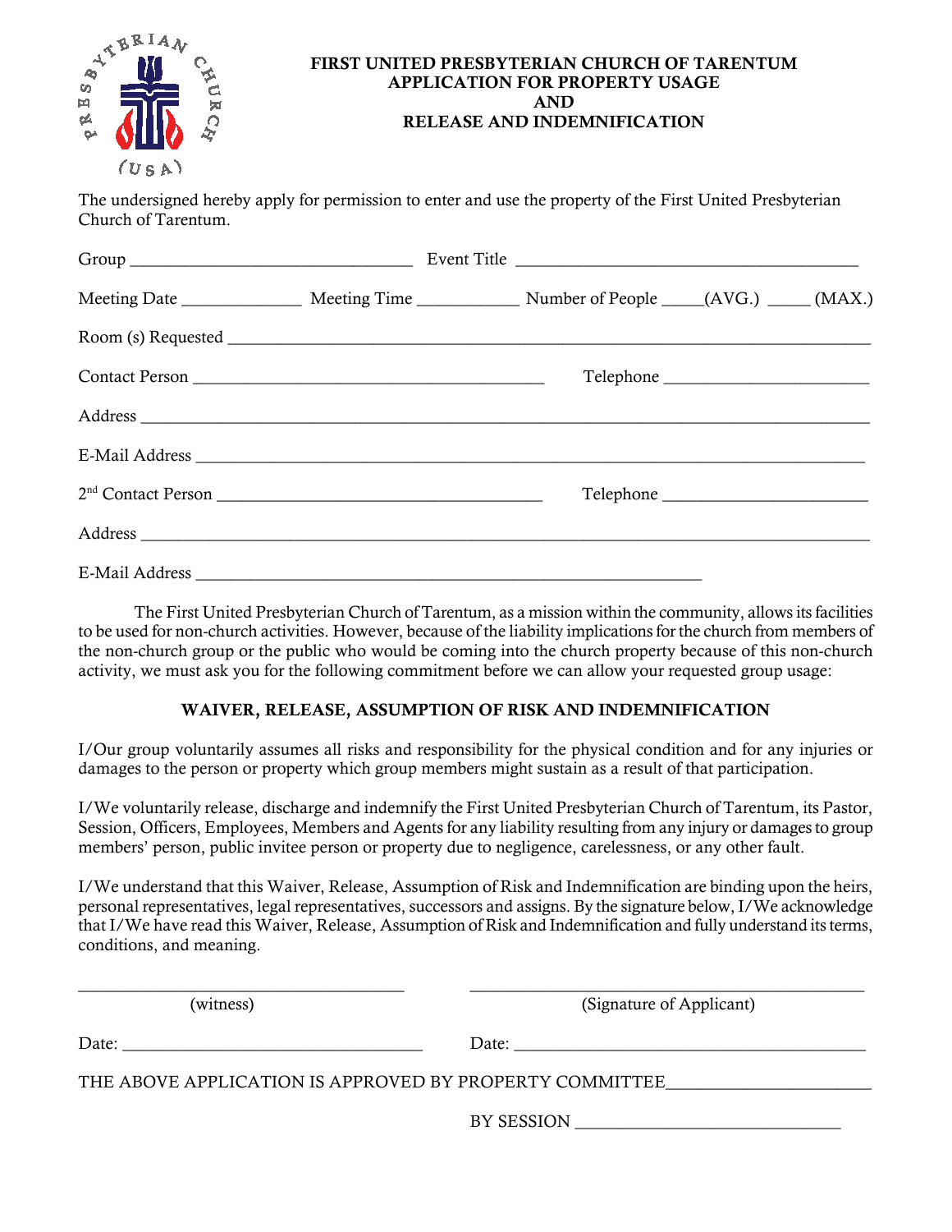# FIRST UNITED PRESBYTERIAN CHURCH OF TARENTUM
# APPLICATION FOR PROPERTY USAGE
# AND
# RELEASE AND INDEMNIFICATION

The undersigned hereby apply for permission to enter and use the property of the First United Presbyterian Church of Tarentum.

Group ________________________________ Event Title _______________________________________

Meeting Date _____________ Meeting Time ___________ Number of People _____(AVG.) _____ (MAX.)

Room (s) Requested ___________________________________________________________________________

Contact Person ________________________________________ Telephone _______________________

Address ___________________________________________________________________________________

E-Mail Address ______________________________________________________________________________

2nd Contact Person _____________________________________ Telephone _______________________

Address ___________________________________________________________________________________

E-Mail Address _________________________________________________________

The First United Presbyterian Church of Tarentum, as a mission within the community, allows its facilities to be used for non-church activities. However, because of the liability implications for the church from members of the non-church group or the public who would be coming into the church property because of this non-church activity, we must ask you for the following commitment before we can allow your requested group usage:

## WAIVER, RELEASE, ASSUMPTION OF RISK AND INDEMNIFICATION

I/Our group voluntarily assumes all risks and responsibility for the physical condition and for any injuries or damages to the person or property which group members might sustain as a result of that participation.

I/We voluntarily release, discharge and indemnify the First United Presbyterian Church of Tarentum, its Pastor, Session, Officers, Employees, Members and Agents for any liability resulting from any injury or damages to group members' person, public invitee person or property due to negligence, carelessness, or any other fault.

I/We understand that this Waiver, Release, Assumption of Risk and Indemnification are binding upon the heirs, personal representatives, legal representatives, successors and assigns. By the signature below, I/We acknowledge that I/We have read this Waiver, Release, Assumption of Risk and Indemnification and fully understand its terms, conditions, and meaning.

_____________________________________ _____________________________________________
(witness) (Signature of Applicant)

Date: _________________________________ Date: ________________________________________

THE ABOVE APPLICATION IS APPROVED BY PROPERTY COMMITTEE______________________

BY SESSION ______________________________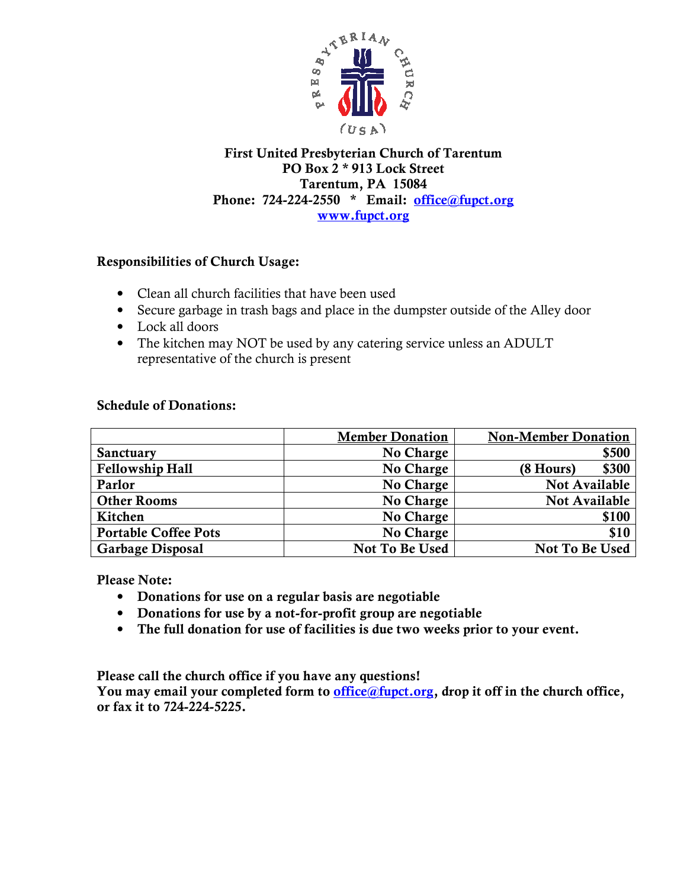**First United Presbyterian Church of Tarentum**
**PO Box 2 * 913 Lock Street**
**Tarentum, PA 15084**
**Phone: 724-224-2550 * Email: office@fupct.org**
**www.fupct.org**

**Responsibilities of Church Usage:**

- Clean all church facilities that have been used
- Secure garbage in trash bags and place in the dumpster outside of the Alley door
- Lock all doors
- The kitchen may NOT be used by any catering service unless an ADULT representative of the church is present

**Schedule of Donations:**

| | Member Donation | Non-Member Donation |
|---|---|---|
| **Sanctuary** | No Charge | $500 |
| **Fellowship Hall** | No Charge | (8 Hours) $300 |
| **Parlor** | No Charge | Not Available |
| **Other Rooms** | No Charge | Not Available |
| **Kitchen** | No Charge | $100 |
| **Portable Coffee Pots** | No Charge | $10 |
| **Garbage Disposal** | Not To Be Used | Not To Be Used |

**Please Note:**

- **Donations for use on a regular basis are negotiable**
- **Donations for use by a not-for-profit group are negotiable**
- **The full donation for use of facilities is due two weeks prior to your event.**

**Please call the church office if you have any questions!**
**You may email your completed form to office@fupct.org, drop it off in the church office, or fax it to 724-224-5225.**